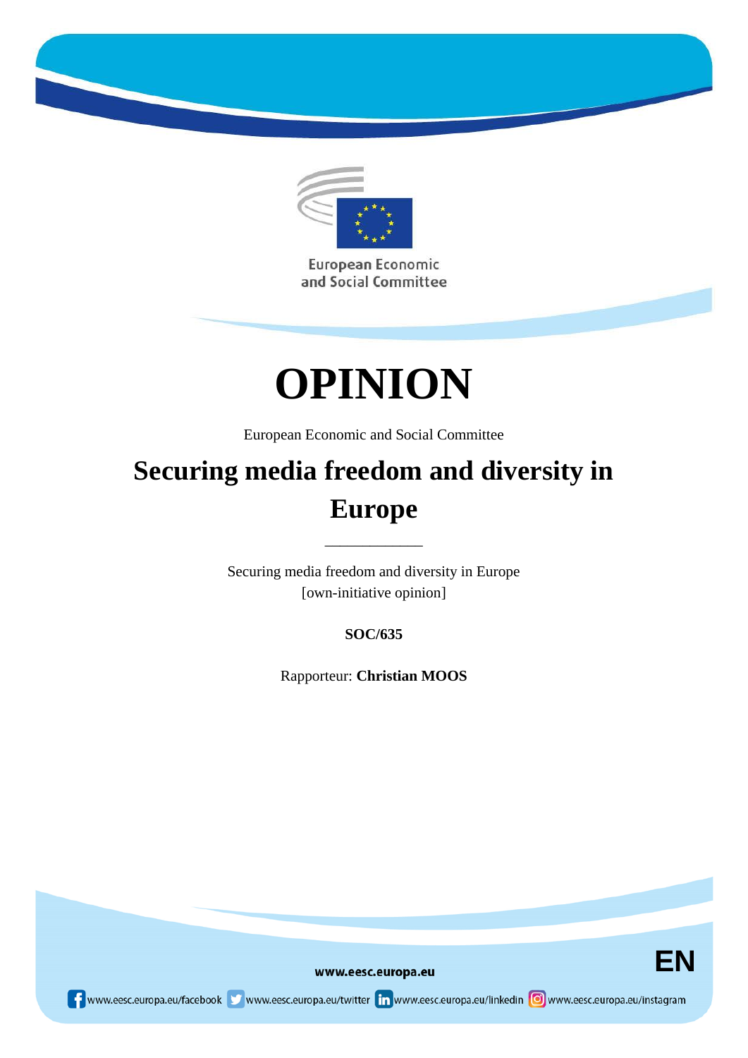European Economic and Social Committee

# OPINION

European Economic and Social Committee

## Securing media freedom and diversity in Europe

\_\_\_\_\_\_\_\_\_\_\_\_\_

Securing media freedom and diversity in Europe
[own-initiative opinion]

**SOC/635**

Rapporteur: **Christian MOOS**

www.eesc.europa.eu

EN

www.eesc.europa.eu/facebook www.eesc.europa.eu/twitter www.eesc.europa.eu/linkedin www.eesc.europa.eu/instagram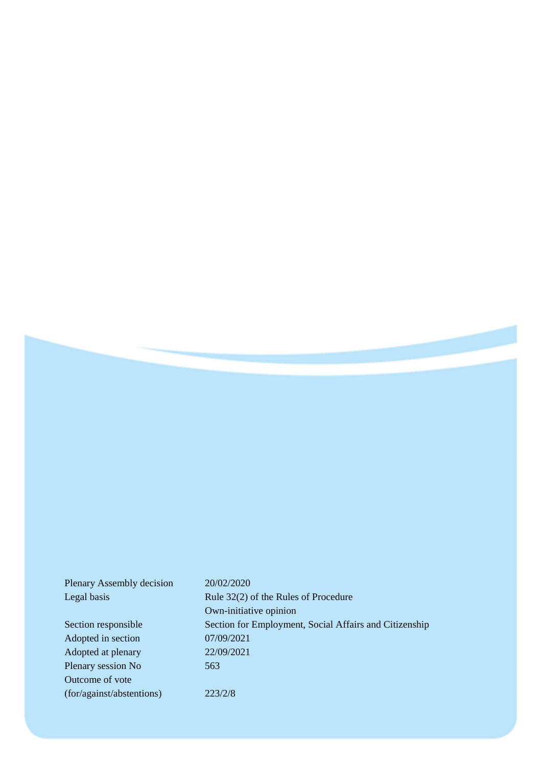| | |
|---|---|
| Plenary Assembly decision | 20/02/2020 |
| Legal basis | Rule 32(2) of the Rules of Procedure |
| | Own-initiative opinion |
| Section responsible | Section for Employment, Social Affairs and Citizenship |
| Adopted in section | 07/09/2021 |
| Adopted at plenary | 22/09/2021 |
| Plenary session No | 563 |
| Outcome of vote (for/against/abstentions) | 223/2/8 |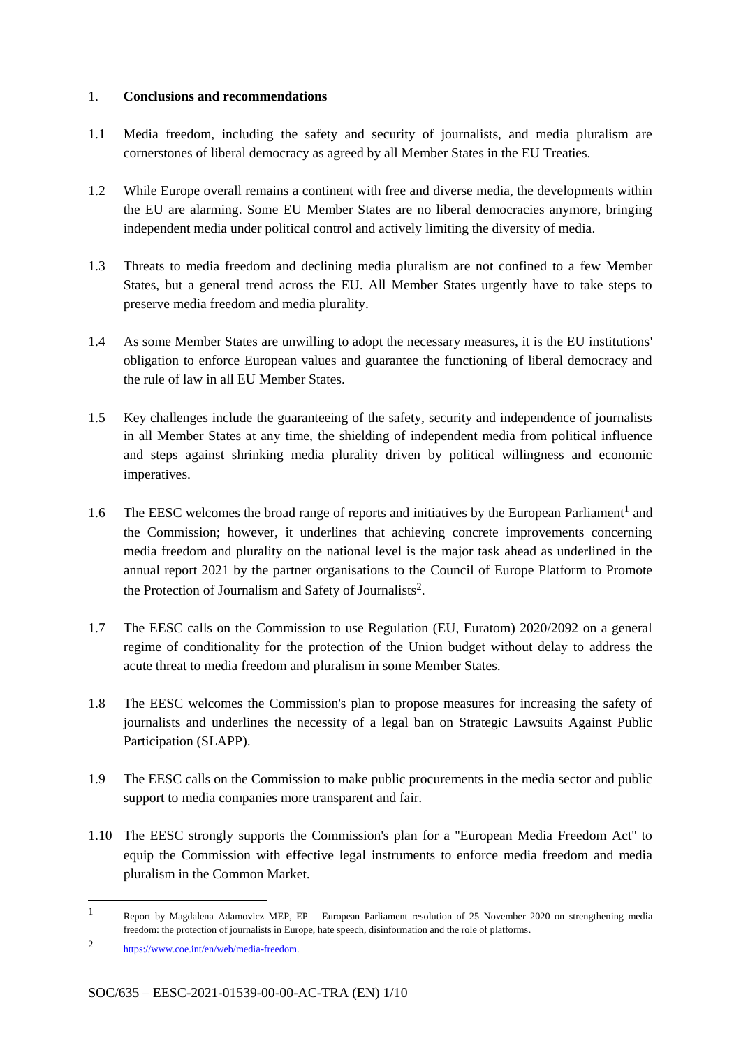## 1. **Conclusions and recommendations**

1.1 Media freedom, including the safety and security of journalists, and media pluralism are cornerstones of liberal democracy as agreed by all Member States in the EU Treaties.

1.2 While Europe overall remains a continent with free and diverse media, the developments within the EU are alarming. Some EU Member States are no liberal democracies anymore, bringing independent media under political control and actively limiting the diversity of media.

1.3 Threats to media freedom and declining media pluralism are not confined to a few Member States, but a general trend across the EU. All Member States urgently have to take steps to preserve media freedom and media plurality.

1.4 As some Member States are unwilling to adopt the necessary measures, it is the EU institutions' obligation to enforce European values and guarantee the functioning of liberal democracy and the rule of law in all EU Member States.

1.5 Key challenges include the guaranteeing of the safety, security and independence of journalists in all Member States at any time, the shielding of independent media from political influence and steps against shrinking media plurality driven by political willingness and economic imperatives.

1.6 The EESC welcomes the broad range of reports and initiatives by the European Parliament[1] and the Commission; however, it underlines that achieving concrete improvements concerning media freedom and plurality on the national level is the major task ahead as underlined in the annual report 2021 by the partner organisations to the Council of Europe Platform to Promote the Protection of Journalism and Safety of Journalists[2].

1.7 The EESC calls on the Commission to use Regulation (EU, Euratom) 2020/2092 on a general regime of conditionality for the protection of the Union budget without delay to address the acute threat to media freedom and pluralism in some Member States.

1.8 The EESC welcomes the Commission's plan to propose measures for increasing the safety of journalists and underlines the necessity of a legal ban on Strategic Lawsuits Against Public Participation (SLAPP).

1.9 The EESC calls on the Commission to make public procurements in the media sector and public support to media companies more transparent and fair.

1.10 The EESC strongly supports the Commission's plan for a "European Media Freedom Act" to equip the Commission with effective legal instruments to enforce media freedom and media pluralism in the Common Market.

---

[1] Report by Magdalena Adamovicz MEP, EP – European Parliament resolution of 25 November 2020 on strengthening media freedom: the protection of journalists in Europe, hate speech, disinformation and the role of platforms.

[2] https://www.coe.int/en/web/media-freedom.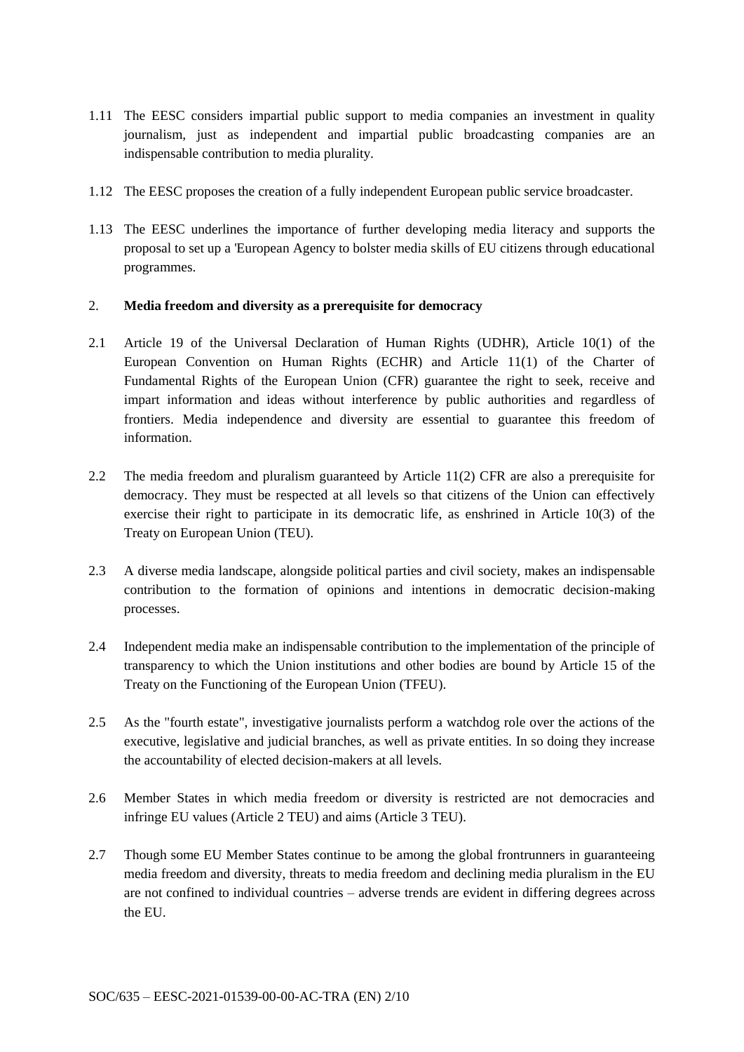1.11 The EESC considers impartial public support to media companies an investment in quality journalism, just as independent and impartial public broadcasting companies are an indispensable contribution to media plurality.

1.12 The EESC proposes the creation of a fully independent European public service broadcaster.

1.13 The EESC underlines the importance of further developing media literacy and supports the proposal to set up a 'European Agency to bolster media skills of EU citizens through educational programmes.

## 2. Media freedom and diversity as a prerequisite for democracy

2.1 Article 19 of the Universal Declaration of Human Rights (UDHR), Article 10(1) of the European Convention on Human Rights (ECHR) and Article 11(1) of the Charter of Fundamental Rights of the European Union (CFR) guarantee the right to seek, receive and impart information and ideas without interference by public authorities and regardless of frontiers. Media independence and diversity are essential to guarantee this freedom of information.

2.2 The media freedom and pluralism guaranteed by Article 11(2) CFR are also a prerequisite for democracy. They must be respected at all levels so that citizens of the Union can effectively exercise their right to participate in its democratic life, as enshrined in Article 10(3) of the Treaty on European Union (TEU).

2.3 A diverse media landscape, alongside political parties and civil society, makes an indispensable contribution to the formation of opinions and intentions in democratic decision-making processes.

2.4 Independent media make an indispensable contribution to the implementation of the principle of transparency to which the Union institutions and other bodies are bound by Article 15 of the Treaty on the Functioning of the European Union (TFEU).

2.5 As the "fourth estate", investigative journalists perform a watchdog role over the actions of the executive, legislative and judicial branches, as well as private entities. In so doing they increase the accountability of elected decision-makers at all levels.

2.6 Member States in which media freedom or diversity is restricted are not democracies and infringe EU values (Article 2 TEU) and aims (Article 3 TEU).

2.7 Though some EU Member States continue to be among the global frontrunners in guaranteeing media freedom and diversity, threats to media freedom and declining media pluralism in the EU are not confined to individual countries – adverse trends are evident in differing degrees across the EU.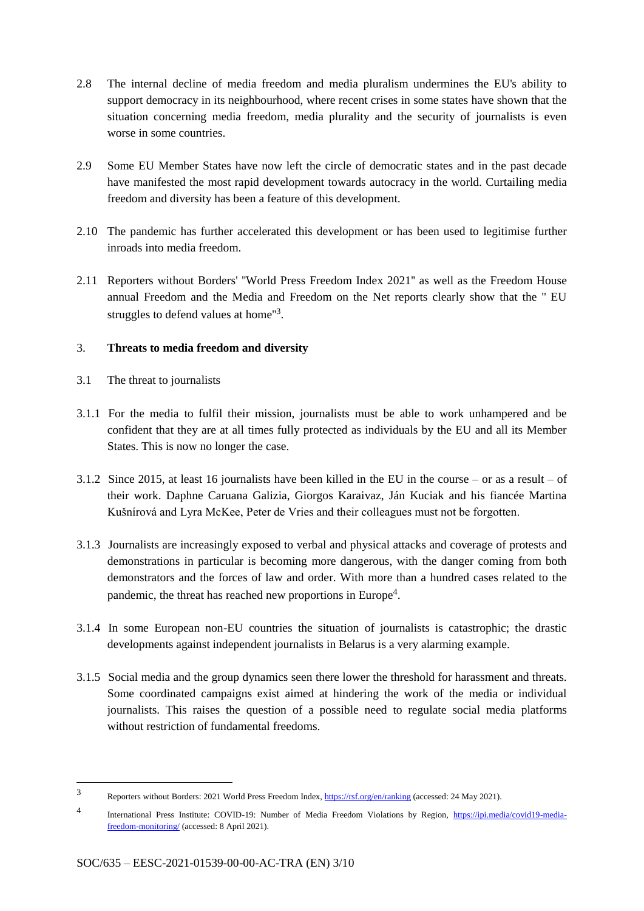2.8 The internal decline of media freedom and media pluralism undermines the EU's ability to support democracy in its neighbourhood, where recent crises in some states have shown that the situation concerning media freedom, media plurality and the security of journalists is even worse in some countries.

2.9 Some EU Member States have now left the circle of democratic states and in the past decade have manifested the most rapid development towards autocracy in the world. Curtailing media freedom and diversity has been a feature of this development.

2.10 The pandemic has further accelerated this development or has been used to legitimise further inroads into media freedom.

2.11 Reporters without Borders' "World Press Freedom Index 2021" as well as the Freedom House annual Freedom and the Media and Freedom on the Net reports clearly show that the " EU struggles to defend values at home"[3].

## 3. Threats to media freedom and diversity

3.1 The threat to journalists

3.1.1 For the media to fulfil their mission, journalists must be able to work unhampered and be confident that they are at all times fully protected as individuals by the EU and all its Member States. This is now no longer the case.

3.1.2 Since 2015, at least 16 journalists have been killed in the EU in the course – or as a result – of their work. Daphne Caruana Galizia, Giorgos Karaivaz, Ján Kuciak and his fiancée Martina Kušnírová and Lyra McKee, Peter de Vries and their colleagues must not be forgotten.

3.1.3 Journalists are increasingly exposed to verbal and physical attacks and coverage of protests and demonstrations in particular is becoming more dangerous, with the danger coming from both demonstrators and the forces of law and order. With more than a hundred cases related to the pandemic, the threat has reached new proportions in Europe[4].

3.1.4 In some European non-EU countries the situation of journalists is catastrophic; the drastic developments against independent journalists in Belarus is a very alarming example.

3.1.5 Social media and the group dynamics seen there lower the threshold for harassment and threats. Some coordinated campaigns exist aimed at hindering the work of the media or individual journalists. This raises the question of a possible need to regulate social media platforms without restriction of fundamental freedoms.

---

[3] Reporters without Borders: 2021 World Press Freedom Index, https://rsf.org/en/ranking (accessed: 24 May 2021).

[4] International Press Institute: COVID-19: Number of Media Freedom Violations by Region, https://ipi.media/covid19-media-freedom-monitoring/ (accessed: 8 April 2021).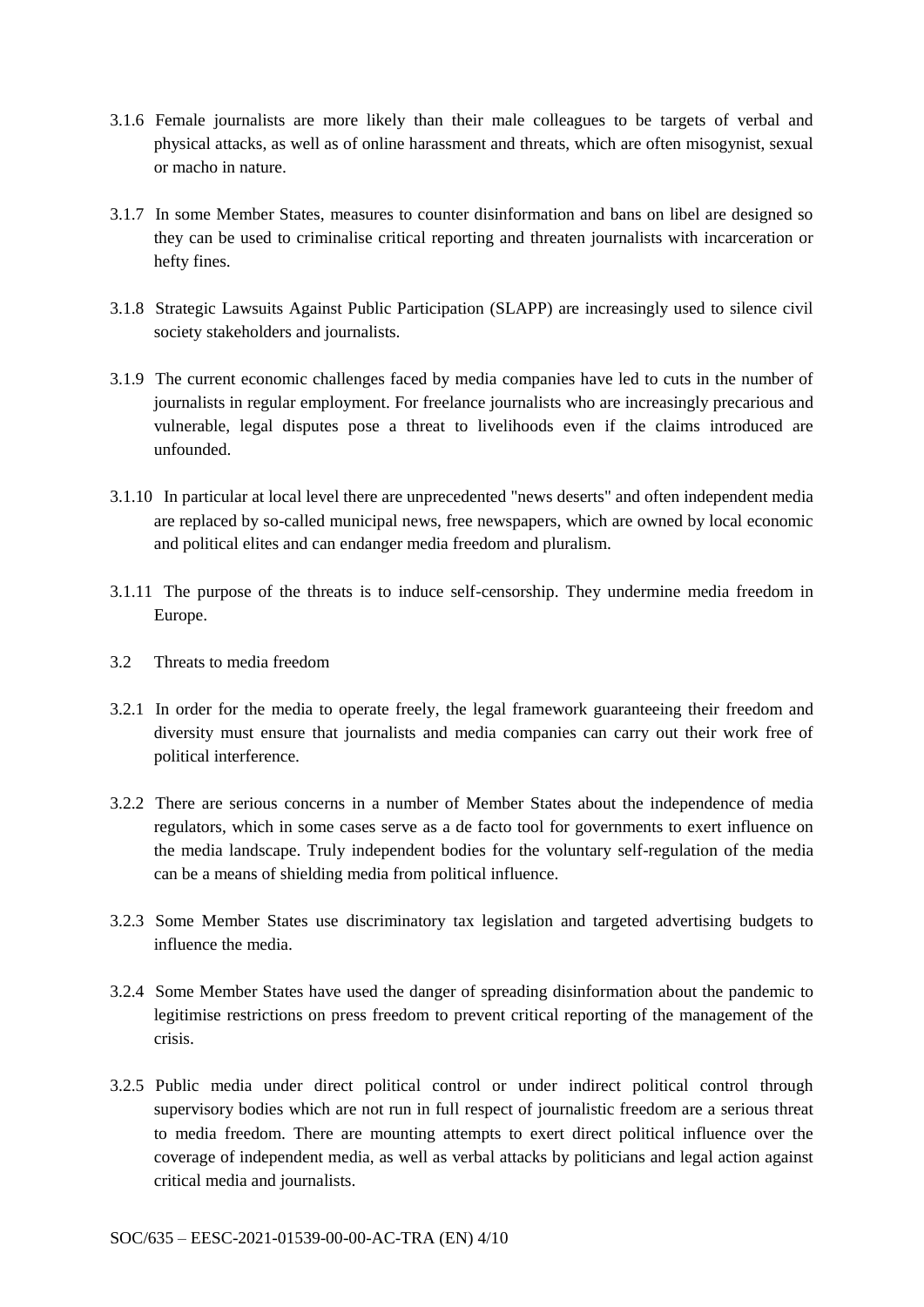3.1.6 Female journalists are more likely than their male colleagues to be targets of verbal and physical attacks, as well as of online harassment and threats, which are often misogynist, sexual or macho in nature.

3.1.7 In some Member States, measures to counter disinformation and bans on libel are designed so they can be used to criminalise critical reporting and threaten journalists with incarceration or hefty fines.

3.1.8 Strategic Lawsuits Against Public Participation (SLAPP) are increasingly used to silence civil society stakeholders and journalists.

3.1.9 The current economic challenges faced by media companies have led to cuts in the number of journalists in regular employment. For freelance journalists who are increasingly precarious and vulnerable, legal disputes pose a threat to livelihoods even if the claims introduced are unfounded.

3.1.10 In particular at local level there are unprecedented "news deserts" and often independent media are replaced by so-called municipal news, free newspapers, which are owned by local economic and political elites and can endanger media freedom and pluralism.

3.1.11 The purpose of the threats is to induce self-censorship. They undermine media freedom in Europe.

3.2 Threats to media freedom

3.2.1 In order for the media to operate freely, the legal framework guaranteeing their freedom and diversity must ensure that journalists and media companies can carry out their work free of political interference.

3.2.2 There are serious concerns in a number of Member States about the independence of media regulators, which in some cases serve as a de facto tool for governments to exert influence on the media landscape. Truly independent bodies for the voluntary self-regulation of the media can be a means of shielding media from political influence.

3.2.3 Some Member States use discriminatory tax legislation and targeted advertising budgets to influence the media.

3.2.4 Some Member States have used the danger of spreading disinformation about the pandemic to legitimise restrictions on press freedom to prevent critical reporting of the management of the crisis.

3.2.5 Public media under direct political control or under indirect political control through supervisory bodies which are not run in full respect of journalistic freedom are a serious threat to media freedom. There are mounting attempts to exert direct political influence over the coverage of independent media, as well as verbal attacks by politicians and legal action against critical media and journalists.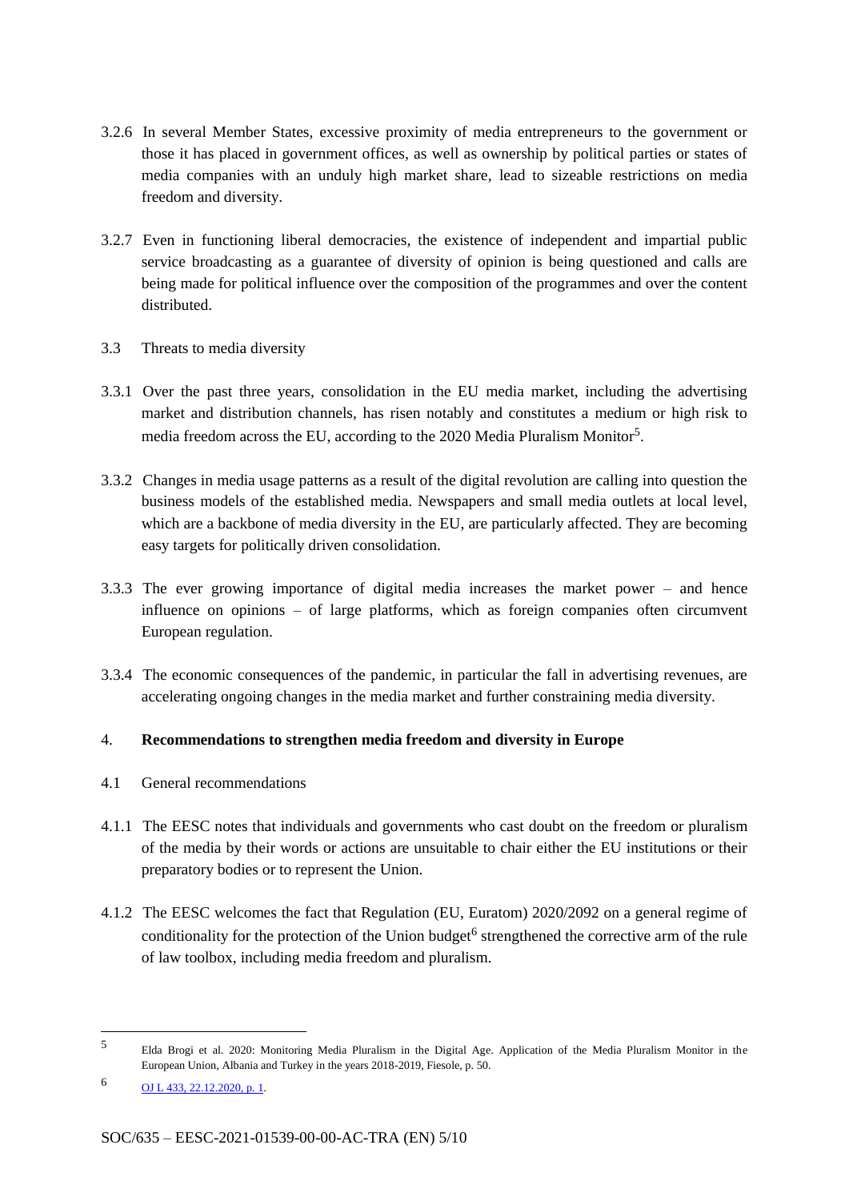3.2.6 In several Member States, excessive proximity of media entrepreneurs to the government or those it has placed in government offices, as well as ownership by political parties or states of media companies with an unduly high market share, lead to sizeable restrictions on media freedom and diversity.

3.2.7 Even in functioning liberal democracies, the existence of independent and impartial public service broadcasting as a guarantee of diversity of opinion is being questioned and calls are being made for political influence over the composition of the programmes and over the content distributed.

3.3 Threats to media diversity

3.3.1 Over the past three years, consolidation in the EU media market, including the advertising market and distribution channels, has risen notably and constitutes a medium or high risk to media freedom across the EU, according to the 2020 Media Pluralism Monitor[5].

3.3.2 Changes in media usage patterns as a result of the digital revolution are calling into question the business models of the established media. Newspapers and small media outlets at local level, which are a backbone of media diversity in the EU, are particularly affected. They are becoming easy targets for politically driven consolidation.

3.3.3 The ever growing importance of digital media increases the market power – and hence influence on opinions – of large platforms, which as foreign companies often circumvent European regulation.

3.3.4 The economic consequences of the pandemic, in particular the fall in advertising revenues, are accelerating ongoing changes in the media market and further constraining media diversity.

## 4. **Recommendations to strengthen media freedom and diversity in Europe**

4.1 General recommendations

4.1.1 The EESC notes that individuals and governments who cast doubt on the freedom or pluralism of the media by their words or actions are unsuitable to chair either the EU institutions or their preparatory bodies or to represent the Union.

4.1.2 The EESC welcomes the fact that Regulation (EU, Euratom) 2020/2092 on a general regime of conditionality for the protection of the Union budget[6] strengthened the corrective arm of the rule of law toolbox, including media freedom and pluralism.

---

[5] Elda Brogi et al. 2020: Monitoring Media Pluralism in the Digital Age. Application of the Media Pluralism Monitor in the European Union, Albania and Turkey in the years 2018-2019, Fiesole, p. 50.

[6] OJ L 433, 22.12.2020, p. 1.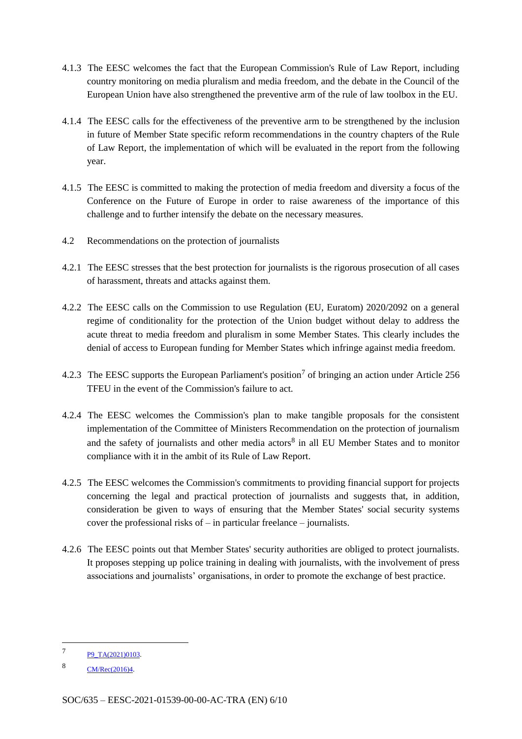4.1.3 The EESC welcomes the fact that the European Commission's Rule of Law Report, including country monitoring on media pluralism and media freedom, and the debate in the Council of the European Union have also strengthened the preventive arm of the rule of law toolbox in the EU.

4.1.4 The EESC calls for the effectiveness of the preventive arm to be strengthened by the inclusion in future of Member State specific reform recommendations in the country chapters of the Rule of Law Report, the implementation of which will be evaluated in the report from the following year.

4.1.5 The EESC is committed to making the protection of media freedom and diversity a focus of the Conference on the Future of Europe in order to raise awareness of the importance of this challenge and to further intensify the debate on the necessary measures.

4.2 Recommendations on the protection of journalists

4.2.1 The EESC stresses that the best protection for journalists is the rigorous prosecution of all cases of harassment, threats and attacks against them.

4.2.2 The EESC calls on the Commission to use Regulation (EU, Euratom) 2020/2092 on a general regime of conditionality for the protection of the Union budget without delay to address the acute threat to media freedom and pluralism in some Member States. This clearly includes the denial of access to European funding for Member States which infringe against media freedom.

4.2.3 The EESC supports the European Parliament's position[7] of bringing an action under Article 256 TFEU in the event of the Commission's failure to act.

4.2.4 The EESC welcomes the Commission's plan to make tangible proposals for the consistent implementation of the Committee of Ministers Recommendation on the protection of journalism and the safety of journalists and other media actors[8] in all EU Member States and to monitor compliance with it in the ambit of its Rule of Law Report.

4.2.5 The EESC welcomes the Commission's commitments to providing financial support for projects concerning the legal and practical protection of journalists and suggests that, in addition, consideration be given to ways of ensuring that the Member States' social security systems cover the professional risks of – in particular freelance – journalists.

4.2.6 The EESC points out that Member States' security authorities are obliged to protect journalists. It proposes stepping up police training in dealing with journalists, with the involvement of press associations and journalists' organisations, in order to promote the exchange of best practice.

---

[7] P9_TA(2021)0103.

[8] CM/Rec(2016)4.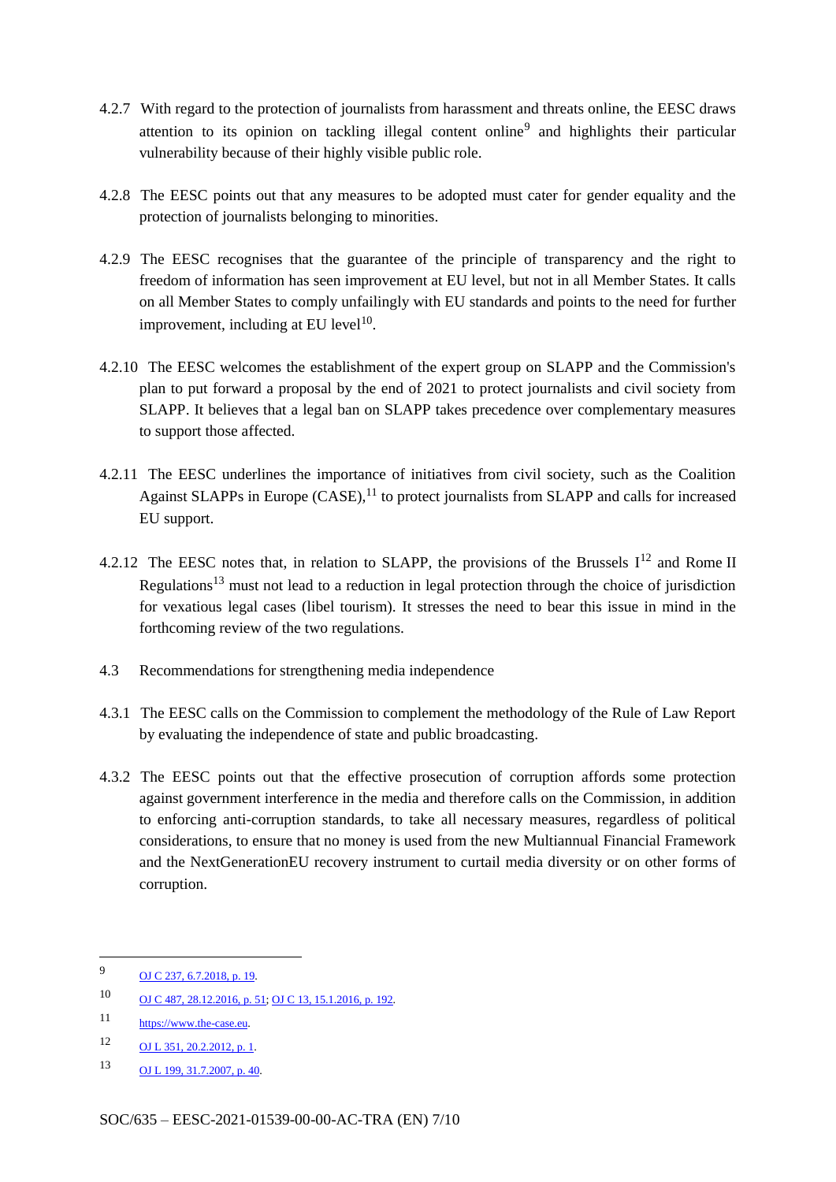4.2.7 With regard to the protection of journalists from harassment and threats online, the EESC draws attention to its opinion on tackling illegal content online[9] and highlights their particular vulnerability because of their highly visible public role.

4.2.8 The EESC points out that any measures to be adopted must cater for gender equality and the protection of journalists belonging to minorities.

4.2.9 The EESC recognises that the guarantee of the principle of transparency and the right to freedom of information has seen improvement at EU level, but not in all Member States. It calls on all Member States to comply unfailingly with EU standards and points to the need for further improvement, including at EU level[10].

4.2.10 The EESC welcomes the establishment of the expert group on SLAPP and the Commission's plan to put forward a proposal by the end of 2021 to protect journalists and civil society from SLAPP. It believes that a legal ban on SLAPP takes precedence over complementary measures to support those affected.

4.2.11 The EESC underlines the importance of initiatives from civil society, such as the Coalition Against SLAPPs in Europe (CASE),[11] to protect journalists from SLAPP and calls for increased EU support.

4.2.12 The EESC notes that, in relation to SLAPP, the provisions of the Brussels I[12] and Rome II Regulations[13] must not lead to a reduction in legal protection through the choice of jurisdiction for vexatious legal cases (libel tourism). It stresses the need to bear this issue in mind in the forthcoming review of the two regulations.

4.3 Recommendations for strengthening media independence

4.3.1 The EESC calls on the Commission to complement the methodology of the Rule of Law Report by evaluating the independence of state and public broadcasting.

4.3.2 The EESC points out that the effective prosecution of corruption affords some protection against government interference in the media and therefore calls on the Commission, in addition to enforcing anti-corruption standards, to take all necessary measures, regardless of political considerations, to ensure that no money is used from the new Multiannual Financial Framework and the NextGenerationEU recovery instrument to curtail media diversity or on other forms of corruption.

---

[9] OJ C 237, 6.7.2018, p. 19.

[10] OJ C 487, 28.12.2016, p. 51; OJ C 13, 15.1.2016, p. 192.

[11] https://www.the-case.eu.

[12] OJ L 351, 20.2.2012, p. 1.

[13] OJ L 199, 31.7.2007, p. 40.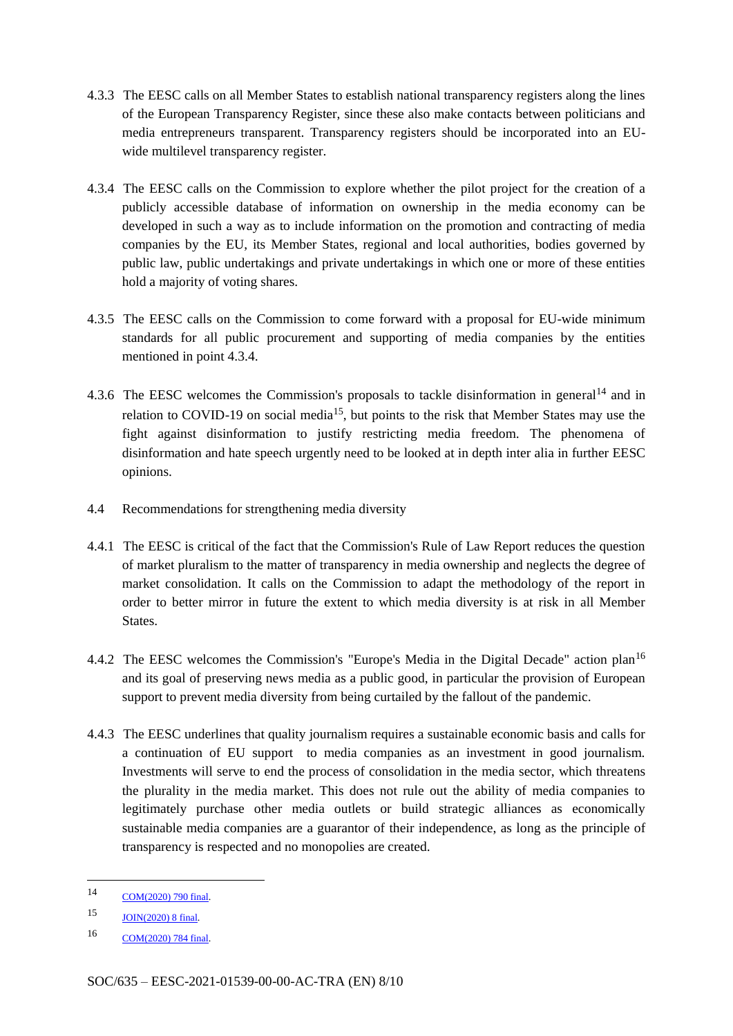4.3.3 The EESC calls on all Member States to establish national transparency registers along the lines of the European Transparency Register, since these also make contacts between politicians and media entrepreneurs transparent. Transparency registers should be incorporated into an EU-wide multilevel transparency register.

4.3.4 The EESC calls on the Commission to explore whether the pilot project for the creation of a publicly accessible database of information on ownership in the media economy can be developed in such a way as to include information on the promotion and contracting of media companies by the EU, its Member States, regional and local authorities, bodies governed by public law, public undertakings and private undertakings in which one or more of these entities hold a majority of voting shares.

4.3.5 The EESC calls on the Commission to come forward with a proposal for EU-wide minimum standards for all public procurement and supporting of media companies by the entities mentioned in point 4.3.4.

4.3.6 The EESC welcomes the Commission's proposals to tackle disinformation in general[14] and in relation to COVID-19 on social media[15], but points to the risk that Member States may use the fight against disinformation to justify restricting media freedom. The phenomena of disinformation and hate speech urgently need to be looked at in depth inter alia in further EESC opinions.

4.4 Recommendations for strengthening media diversity

4.4.1 The EESC is critical of the fact that the Commission's Rule of Law Report reduces the question of market pluralism to the matter of transparency in media ownership and neglects the degree of market consolidation. It calls on the Commission to adapt the methodology of the report in order to better mirror in future the extent to which media diversity is at risk in all Member States.

4.4.2 The EESC welcomes the Commission's "Europe's Media in the Digital Decade" action plan[16] and its goal of preserving news media as a public good, in particular the provision of European support to prevent media diversity from being curtailed by the fallout of the pandemic.

4.4.3 The EESC underlines that quality journalism requires a sustainable economic basis and calls for a continuation of EU support to media companies as an investment in good journalism. Investments will serve to end the process of consolidation in the media sector, which threatens the plurality in the media market. This does not rule out the ability of media companies to legitimately purchase other media outlets or build strategic alliances as economically sustainable media companies are a guarantor of their independence, as long as the principle of transparency is respected and no monopolies are created.

---

[14] COM(2020) 790 final.

[15] JOIN(2020) 8 final.

[16] COM(2020) 784 final.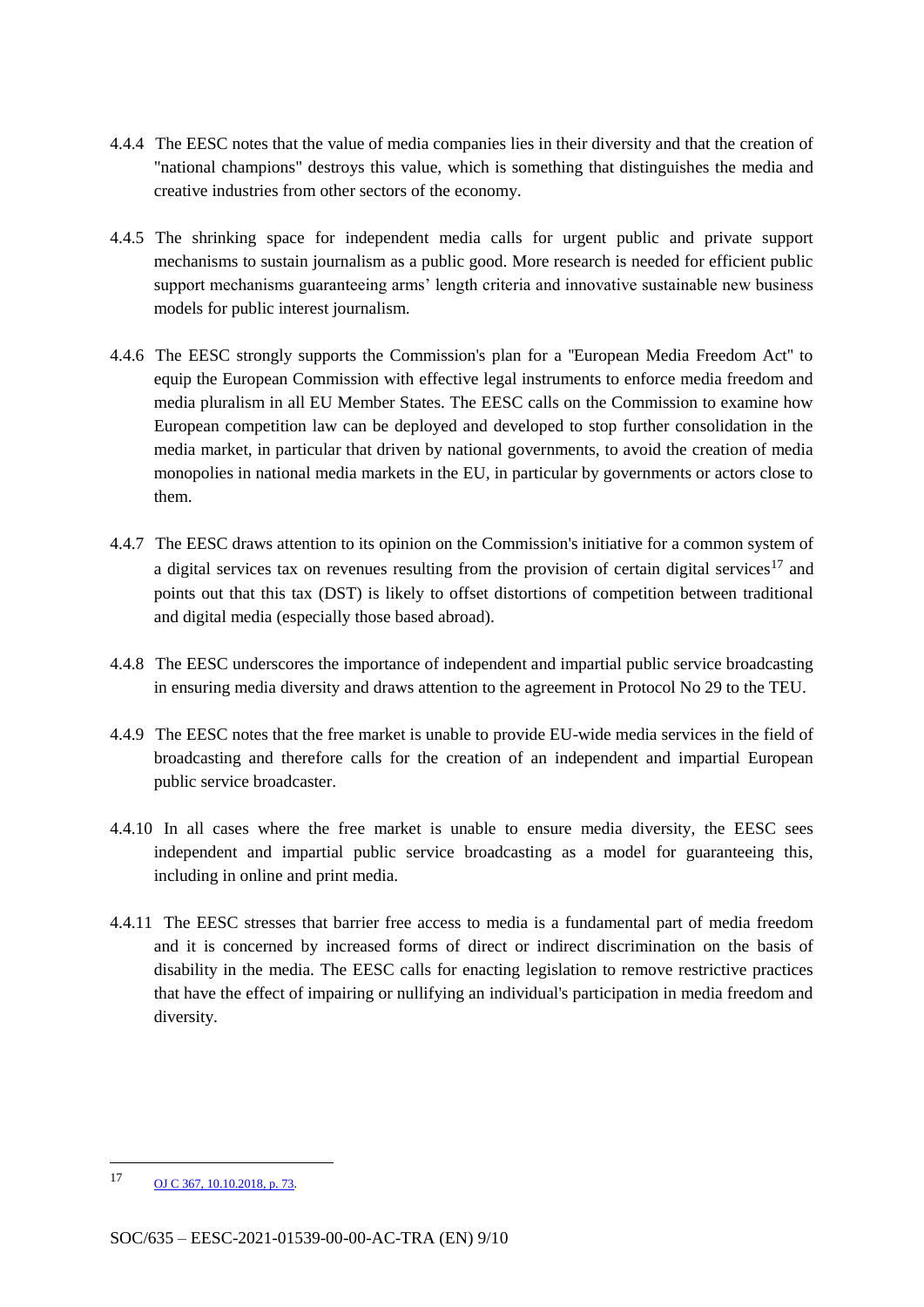4.4.4 The EESC notes that the value of media companies lies in their diversity and that the creation of "national champions" destroys this value, which is something that distinguishes the media and creative industries from other sectors of the economy.

4.4.5 The shrinking space for independent media calls for urgent public and private support mechanisms to sustain journalism as a public good. More research is needed for efficient public support mechanisms guaranteeing arms' length criteria and innovative sustainable new business models for public interest journalism.

4.4.6 The EESC strongly supports the Commission's plan for a "European Media Freedom Act" to equip the European Commission with effective legal instruments to enforce media freedom and media pluralism in all EU Member States. The EESC calls on the Commission to examine how European competition law can be deployed and developed to stop further consolidation in the media market, in particular that driven by national governments, to avoid the creation of media monopolies in national media markets in the EU, in particular by governments or actors close to them.

4.4.7 The EESC draws attention to its opinion on the Commission's initiative for a common system of a digital services tax on revenues resulting from the provision of certain digital services[17] and points out that this tax (DST) is likely to offset distortions of competition between traditional and digital media (especially those based abroad).

4.4.8 The EESC underscores the importance of independent and impartial public service broadcasting in ensuring media diversity and draws attention to the agreement in Protocol No 29 to the TEU.

4.4.9 The EESC notes that the free market is unable to provide EU-wide media services in the field of broadcasting and therefore calls for the creation of an independent and impartial European public service broadcaster.

4.4.10 In all cases where the free market is unable to ensure media diversity, the EESC sees independent and impartial public service broadcasting as a model for guaranteeing this, including in online and print media.

4.4.11 The EESC stresses that barrier free access to media is a fundamental part of media freedom and it is concerned by increased forms of direct or indirect discrimination on the basis of disability in the media. The EESC calls for enacting legislation to remove restrictive practices that have the effect of impairing or nullifying an individual's participation in media freedom and diversity.

---

[17] OJ C 367, 10.10.2018, p. 73.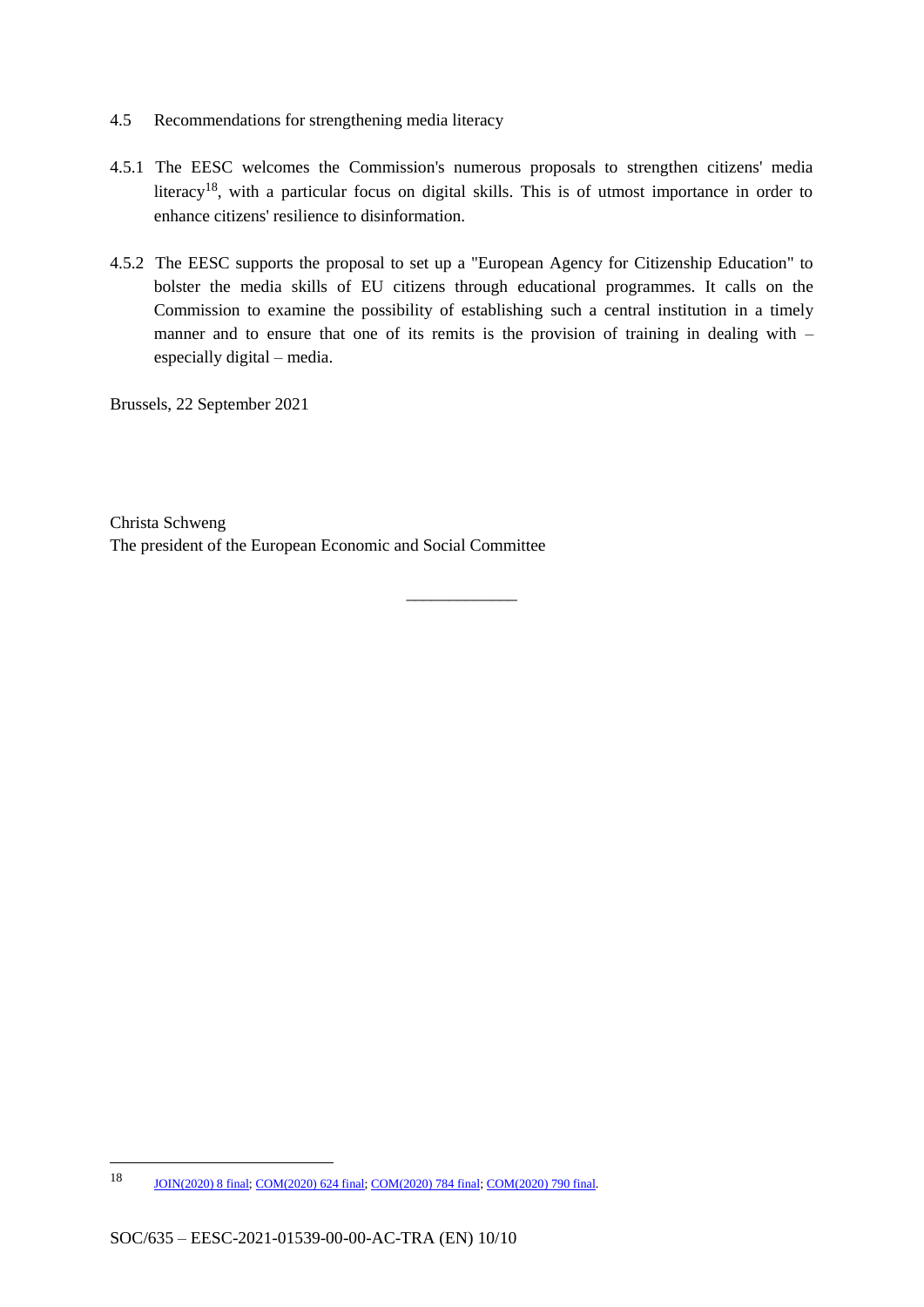## 4.5 Recommendations for strengthening media literacy

4.5.1 The EESC welcomes the Commission's numerous proposals to strengthen citizens' media literacy[18], with a particular focus on digital skills. This is of utmost importance in order to enhance citizens' resilience to disinformation.

4.5.2 The EESC supports the proposal to set up a "European Agency for Citizenship Education" to bolster the media skills of EU citizens through educational programmes. It calls on the Commission to examine the possibility of establishing such a central institution in a timely manner and to ensure that one of its remits is the provision of training in dealing with – especially digital – media.

Brussels, 22 September 2021

Christa Schweng
The president of the European Economic and Social Committee

_____________

[18] JOIN(2020) 8 final; COM(2020) 624 final; COM(2020) 784 final; COM(2020) 790 final.